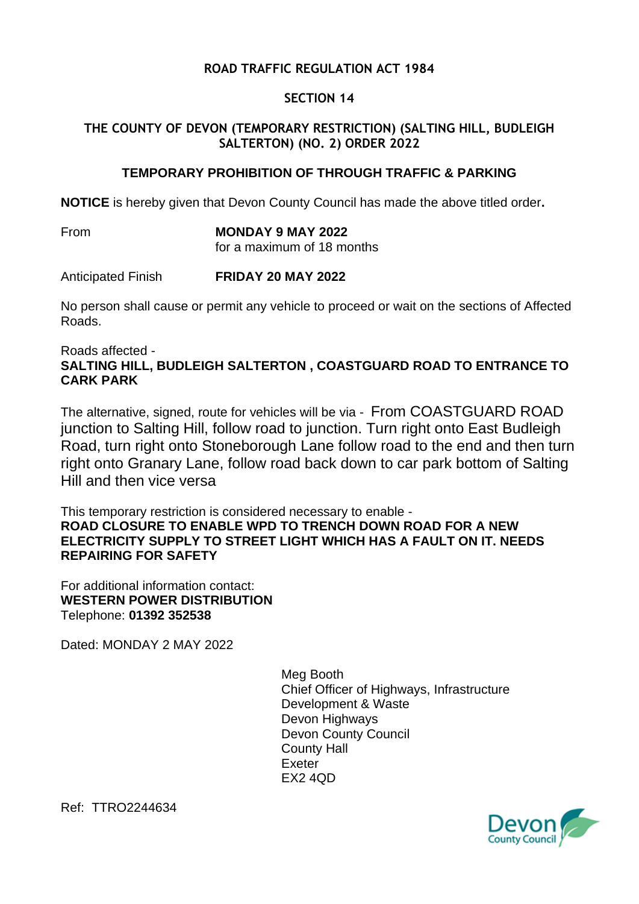**ROAD TRAFFIC REGULATION ACT 1984**

**SECTION 14**

**THE COUNTY OF DEVON (TEMPORARY RESTRICTION) (SALTING HILL, BUDLEIGH SALTERTON) (NO. 2) ORDER 2022**

**TEMPORARY PROHIBITION OF THROUGH TRAFFIC & PARKING**

**NOTICE** is hereby given that Devon County Council has made the above titled order**.**

From **MONDAY 9 MAY 2022**
for a maximum of 18 months

Anticipated Finish **FRIDAY 20 MAY 2022**

No person shall cause or permit any vehicle to proceed or wait on the sections of Affected Roads.

Roads affected -
**SALTING HILL, BUDLEIGH SALTERTON , COASTGUARD ROAD TO ENTRANCE TO CARK PARK**

The alternative, signed, route for vehicles will be via - From COASTGUARD ROAD junction to Salting Hill, follow road to junction. Turn right onto East Budleigh Road, turn right onto Stoneborough Lane follow road to the end and then turn right onto Granary Lane, follow road back down to car park bottom of Salting Hill and then vice versa

This temporary restriction is considered necessary to enable -
**ROAD CLOSURE TO ENABLE WPD TO TRENCH DOWN ROAD FOR A NEW ELECTRICITY SUPPLY TO STREET LIGHT WHICH HAS A FAULT ON IT. NEEDS REPAIRING FOR SAFETY**

For additional information contact:
**WESTERN POWER DISTRIBUTION**
Telephone: **01392 352538**

Dated: MONDAY 2 MAY 2022

Meg Booth
Chief Officer of Highways, Infrastructure Development & Waste
Devon Highways
Devon County Council
County Hall
Exeter
EX2 4QD

Ref: TTRO2244634

Devon County Council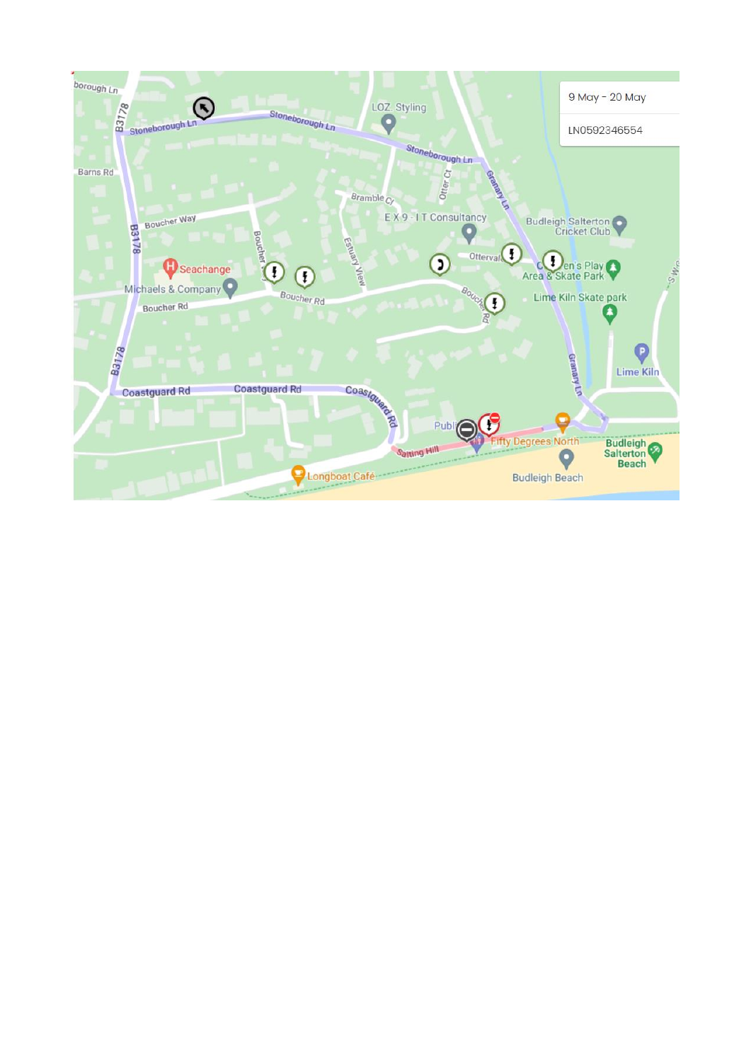9 May - 20 May

LN0592346554

Stoneborough Ln

B3178

Barns Rd

Boucher Way

Boucher Rd

Seachange

Michaels & Company

Coastguard Rd

Longboat Café

Salting Hill

Fifty Degrees North

Budleigh Beach

Budleigh Salterton Beach

Lime Kiln

Lime Kiln Skate park

Children's Play Area & Skate Park

Budleigh Salterton Cricket Club

Granary Ln

Otterville

E X 9 - I T Consultancy

Estuary View

Bramble Cl

Otter Ct

LOZ. Styling